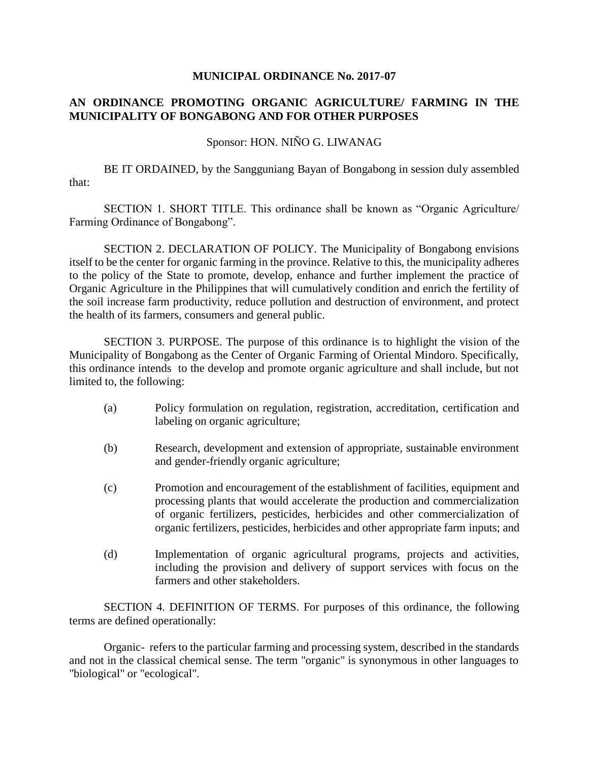# MUNICIPAL ORDINANCE No. 2017-07

## AN ORDINANCE PROMOTING ORGANIC AGRICULTURE/ FARMING IN THE MUNICIPALITY OF BONGABONG AND FOR OTHER PURPOSES

Sponsor: HON. NIÑO G. LIWANAG

BE IT ORDAINED, by the Sangguniang Bayan of Bongabong in session duly assembled that:

SECTION 1. SHORT TITLE. This ordinance shall be known as "Organic Agriculture/ Farming Ordinance of Bongabong".

SECTION 2. DECLARATION OF POLICY. The Municipality of Bongabong envisions itself to be the center for organic farming in the province. Relative to this, the municipality adheres to the policy of the State to promote, develop, enhance and further implement the practice of Organic Agriculture in the Philippines that will cumulatively condition and enrich the fertility of the soil increase farm productivity, reduce pollution and destruction of environment, and protect the health of its farmers, consumers and general public.

SECTION 3. PURPOSE. The purpose of this ordinance is to highlight the vision of the Municipality of Bongabong as the Center of Organic Farming of Oriental Mindoro. Specifically, this ordinance intends to the develop and promote organic agriculture and shall include, but not limited to, the following:

(a) Policy formulation on regulation, registration, accreditation, certification and labeling on organic agriculture;

(b) Research, development and extension of appropriate, sustainable environment and gender-friendly organic agriculture;

(c) Promotion and encouragement of the establishment of facilities, equipment and processing plants that would accelerate the production and commercialization of organic fertilizers, pesticides, herbicides and other commercialization of organic fertilizers, pesticides, herbicides and other appropriate farm inputs; and

(d) Implementation of organic agricultural programs, projects and activities, including the provision and delivery of support services with focus on the farmers and other stakeholders.

SECTION 4. DEFINITION OF TERMS. For purposes of this ordinance, the following terms are defined operationally:

Organic- refers to the particular farming and processing system, described in the standards and not in the classical chemical sense. The term "organic" is synonymous in other languages to "biological" or "ecological".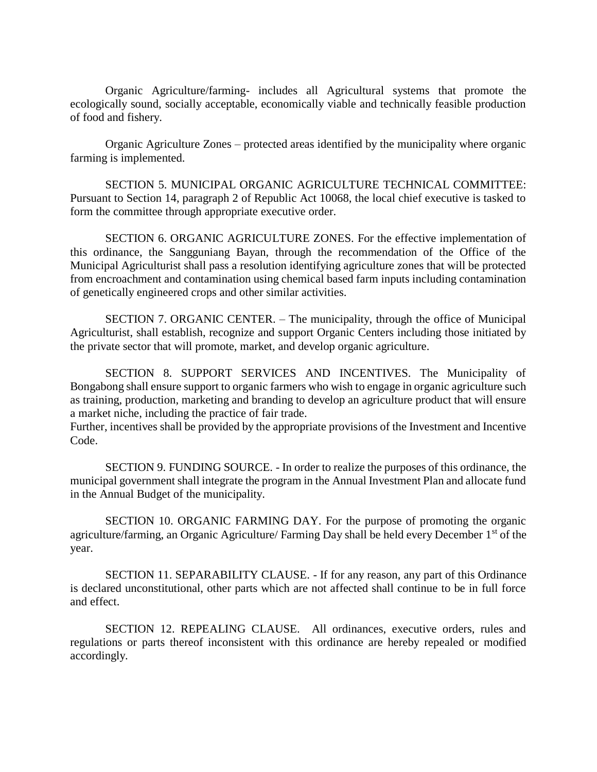Organic Agriculture/farming- includes all Agricultural systems that promote the ecologically sound, socially acceptable, economically viable and technically feasible production of food and fishery.

Organic Agriculture Zones – protected areas identified by the municipality where organic farming is implemented.

SECTION 5. MUNICIPAL ORGANIC AGRICULTURE TECHNICAL COMMITTEE: Pursuant to Section 14, paragraph 2 of Republic Act 10068, the local chief executive is tasked to form the committee through appropriate executive order.

SECTION 6. ORGANIC AGRICULTURE ZONES. For the effective implementation of this ordinance, the Sangguniang Bayan, through the recommendation of the Office of the Municipal Agriculturist shall pass a resolution identifying agriculture zones that will be protected from encroachment and contamination using chemical based farm inputs including contamination of genetically engineered crops and other similar activities.

SECTION 7. ORGANIC CENTER. – The municipality, through the office of Municipal Agriculturist, shall establish, recognize and support Organic Centers including those initiated by the private sector that will promote, market, and develop organic agriculture.

SECTION 8. SUPPORT SERVICES AND INCENTIVES. The Municipality of Bongabong shall ensure support to organic farmers who wish to engage in organic agriculture such as training, production, marketing and branding to develop an agriculture product that will ensure a market niche, including the practice of fair trade.
Further, incentives shall be provided by the appropriate provisions of the Investment and Incentive Code.

SECTION 9. FUNDING SOURCE. - In order to realize the purposes of this ordinance, the municipal government shall integrate the program in the Annual Investment Plan and allocate fund in the Annual Budget of the municipality.

SECTION 10. ORGANIC FARMING DAY. For the purpose of promoting the organic agriculture/farming, an Organic Agriculture/ Farming Day shall be held every December 1st of the year.

SECTION 11. SEPARABILITY CLAUSE. - If for any reason, any part of this Ordinance is declared unconstitutional, other parts which are not affected shall continue to be in full force and effect.

SECTION 12. REPEALING CLAUSE. All ordinances, executive orders, rules and regulations or parts thereof inconsistent with this ordinance are hereby repealed or modified accordingly.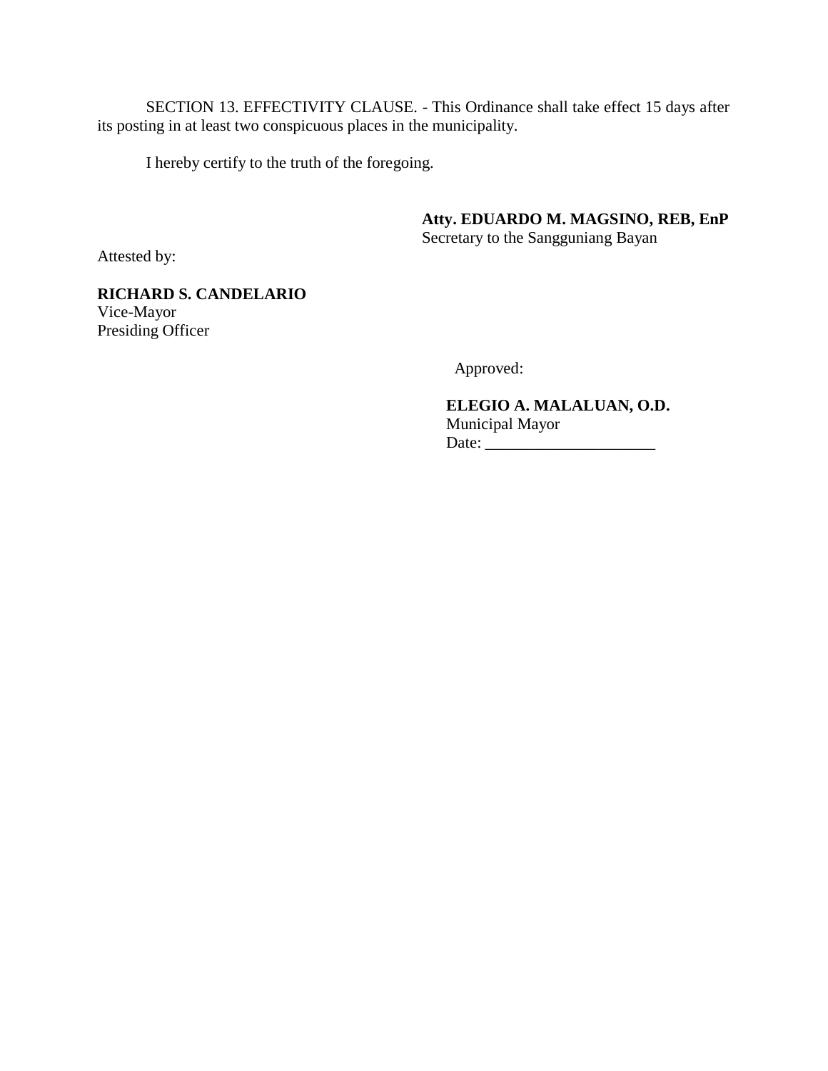SECTION 13. EFFECTIVITY CLAUSE. - This Ordinance shall take effect 15 days after its posting in at least two conspicuous places in the municipality.

I hereby certify to the truth of the foregoing.

**Atty. EDUARDO M. MAGSINO, REB, EnP**
Secretary to the Sangguniang Bayan

Attested by:

**RICHARD S. CANDELARIO**
Vice-Mayor
Presiding Officer

Approved:

**ELEGIO A. MALALUAN, O.D.**
Municipal Mayor
Date: _____________________